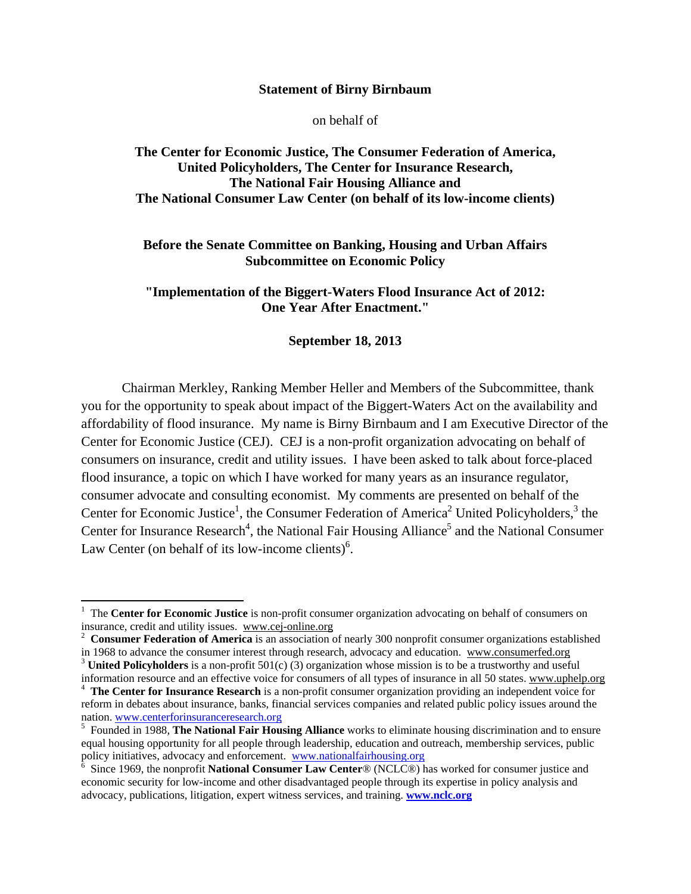**Statement of Birny Birnbaum**

on behalf of

**The Center for Economic Justice, The Consumer Federation of America, United Policyholders, The Center for Insurance Research, The National Fair Housing Alliance and The National Consumer Law Center (on behalf of its low-income clients)**

**Before the Senate Committee on Banking, Housing and Urban Affairs Subcommittee on Economic Policy**

**"Implementation of the Biggert-Waters Flood Insurance Act of 2012: One Year After Enactment."**

**September 18, 2013**

Chairman Merkley, Ranking Member Heller and Members of the Subcommittee, thank you for the opportunity to speak about impact of the Biggert-Waters Act on the availability and affordability of flood insurance. My name is Birny Birnbaum and I am Executive Director of the Center for Economic Justice (CEJ). CEJ is a non-profit organization advocating on behalf of consumers on insurance, credit and utility issues. I have been asked to talk about force-placed flood insurance, a topic on which I have worked for many years as an insurance regulator, consumer advocate and consulting economist. My comments are presented on behalf of the Center for Economic Justice[1], the Consumer Federation of America[2] United Policyholders,[3] the Center for Insurance Research[4], the National Fair Housing Alliance[5] and the National Consumer Law Center (on behalf of its low-income clients)[6].

---

[1] The **Center for Economic Justice** is non-profit consumer organization advocating on behalf of consumers on insurance, credit and utility issues. www.cej-online.org

[2] **Consumer Federation of America** is an association of nearly 300 nonprofit consumer organizations established in 1968 to advance the consumer interest through research, advocacy and education. www.consumerfed.org

[3] **United Policyholders** is a non-profit 501(c) (3) organization whose mission is to be a trustworthy and useful information resource and an effective voice for consumers of all types of insurance in all 50 states. www.uphelp.org

[4] **The Center for Insurance Research** is a non-profit consumer organization providing an independent voice for reform in debates about insurance, banks, financial services companies and related public policy issues around the nation. www.centerforinsuranceresearch.org

[5] Founded in 1988, **The National Fair Housing Alliance** works to eliminate housing discrimination and to ensure equal housing opportunity for all people through leadership, education and outreach, membership services, public policy initiatives, advocacy and enforcement. www.nationalfairhousing.org

[6] Since 1969, the nonprofit **National Consumer Law Center**® (NCLC®) has worked for consumer justice and economic security for low-income and other disadvantaged people through its expertise in policy analysis and advocacy, publications, litigation, expert witness services, and training. **www.nclc.org**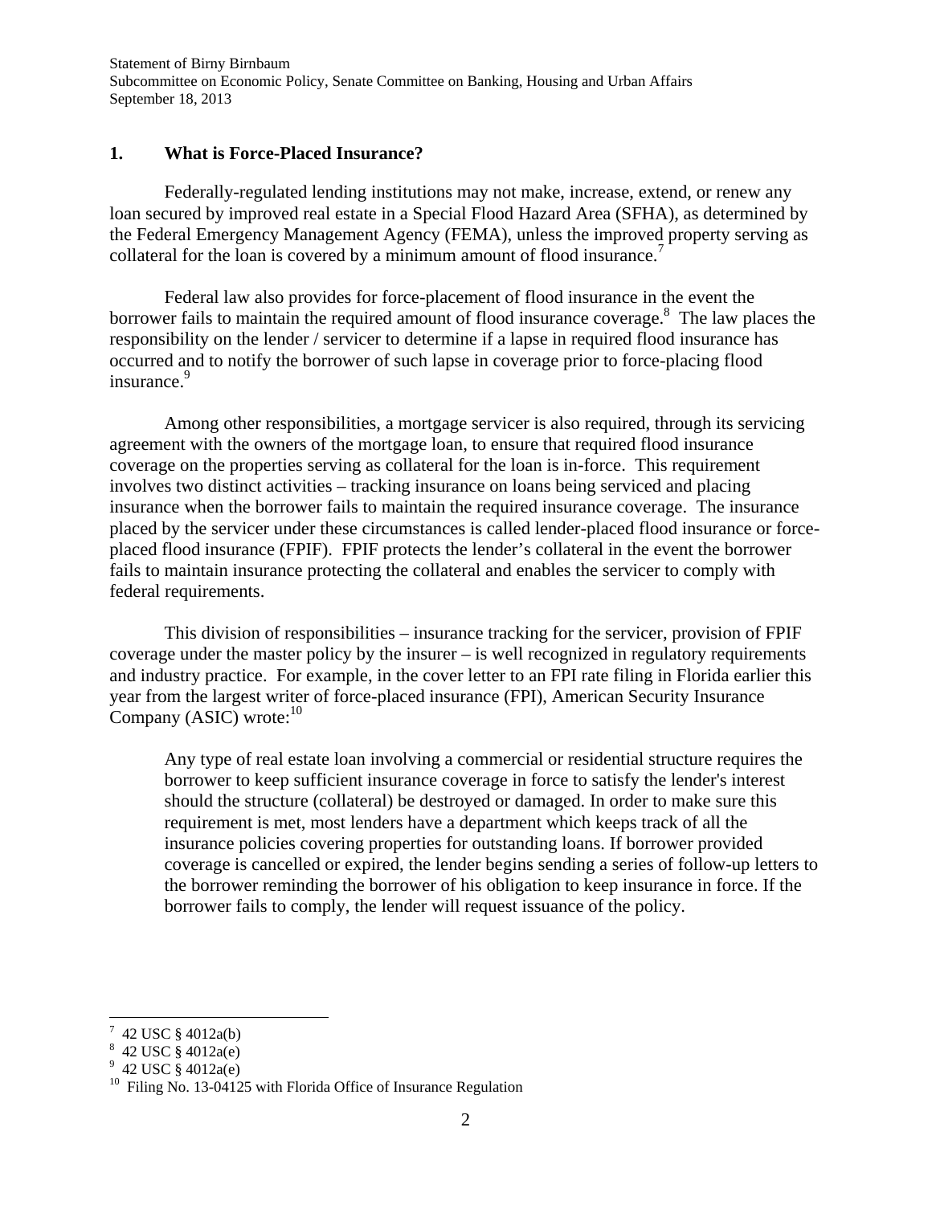## 1. What is Force-Placed Insurance?

Federally-regulated lending institutions may not make, increase, extend, or renew any loan secured by improved real estate in a Special Flood Hazard Area (SFHA), as determined by the Federal Emergency Management Agency (FEMA), unless the improved property serving as collateral for the loan is covered by a minimum amount of flood insurance.[7]

Federal law also provides for force-placement of flood insurance in the event the borrower fails to maintain the required amount of flood insurance coverage.[8] The law places the responsibility on the lender / servicer to determine if a lapse in required flood insurance has occurred and to notify the borrower of such lapse in coverage prior to force-placing flood insurance.[9]

Among other responsibilities, a mortgage servicer is also required, through its servicing agreement with the owners of the mortgage loan, to ensure that required flood insurance coverage on the properties serving as collateral for the loan is in-force. This requirement involves two distinct activities – tracking insurance on loans being serviced and placing insurance when the borrower fails to maintain the required insurance coverage. The insurance placed by the servicer under these circumstances is called lender-placed flood insurance or force-placed flood insurance (FPIF). FPIF protects the lender's collateral in the event the borrower fails to maintain insurance protecting the collateral and enables the servicer to comply with federal requirements.

This division of responsibilities – insurance tracking for the servicer, provision of FPIF coverage under the master policy by the insurer – is well recognized in regulatory requirements and industry practice. For example, in the cover letter to an FPI rate filing in Florida earlier this year from the largest writer of force-placed insurance (FPI), American Security Insurance Company (ASIC) wrote:[10]

> Any type of real estate loan involving a commercial or residential structure requires the borrower to keep sufficient insurance coverage in force to satisfy the lender's interest should the structure (collateral) be destroyed or damaged. In order to make sure this requirement is met, most lenders have a department which keeps track of all the insurance policies covering properties for outstanding loans. If borrower provided coverage is cancelled or expired, the lender begins sending a series of follow-up letters to the borrower reminding the borrower of his obligation to keep insurance in force. If the borrower fails to comply, the lender will request issuance of the policy.

---

[7] 42 USC § 4012a(b)

[8] 42 USC § 4012a(e)

[9] 42 USC § 4012a(e)

[10] Filing No. 13-04125 with Florida Office of Insurance Regulation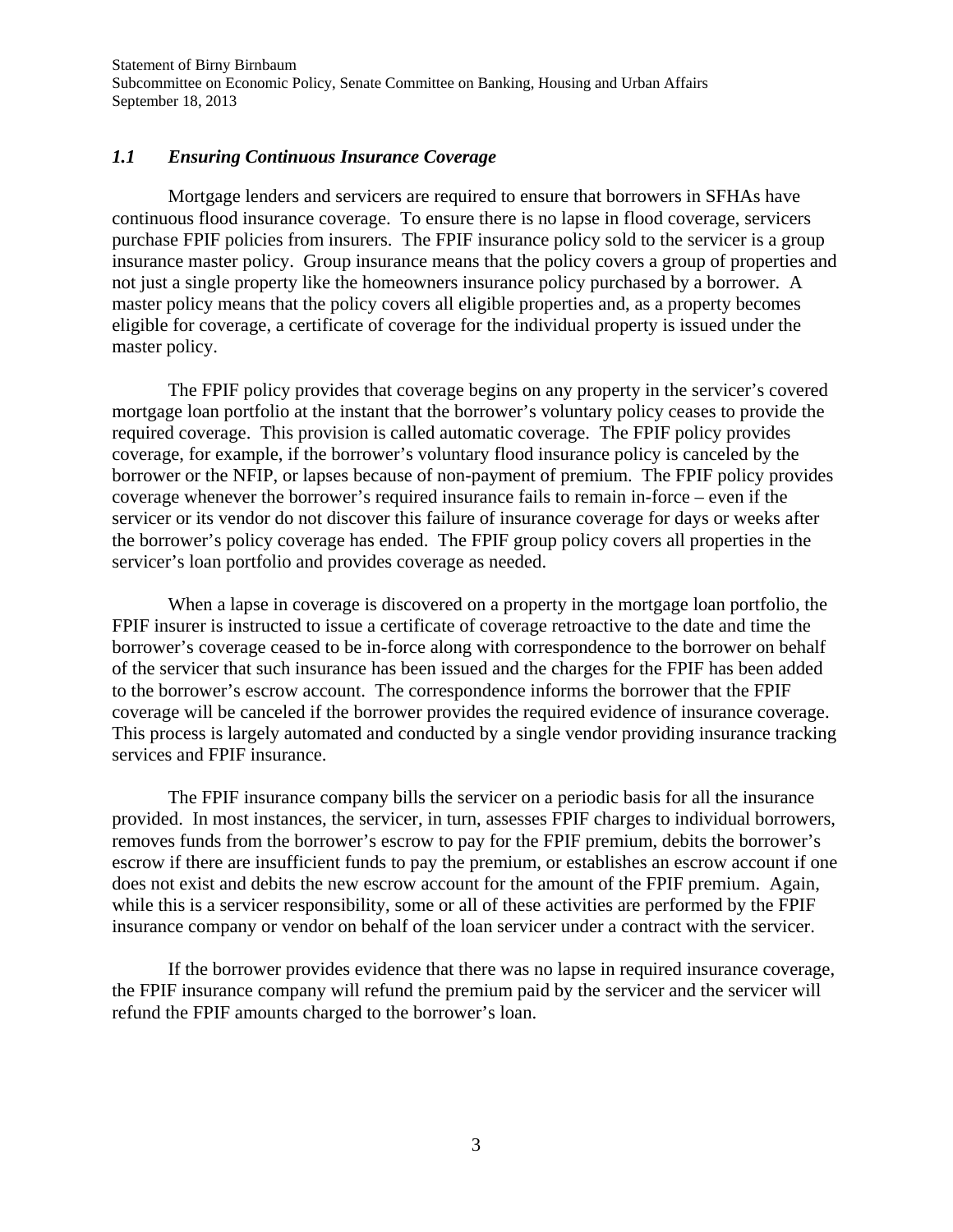### *1.1 Ensuring Continuous Insurance Coverage*

Mortgage lenders and servicers are required to ensure that borrowers in SFHAs have continuous flood insurance coverage. To ensure there is no lapse in flood coverage, servicers purchase FPIF policies from insurers. The FPIF insurance policy sold to the servicer is a group insurance master policy. Group insurance means that the policy covers a group of properties and not just a single property like the homeowners insurance policy purchased by a borrower. A master policy means that the policy covers all eligible properties and, as a property becomes eligible for coverage, a certificate of coverage for the individual property is issued under the master policy.

The FPIF policy provides that coverage begins on any property in the servicer's covered mortgage loan portfolio at the instant that the borrower's voluntary policy ceases to provide the required coverage. This provision is called automatic coverage. The FPIF policy provides coverage, for example, if the borrower's voluntary flood insurance policy is canceled by the borrower or the NFIP, or lapses because of non-payment of premium. The FPIF policy provides coverage whenever the borrower's required insurance fails to remain in-force – even if the servicer or its vendor do not discover this failure of insurance coverage for days or weeks after the borrower's policy coverage has ended. The FPIF group policy covers all properties in the servicer's loan portfolio and provides coverage as needed.

When a lapse in coverage is discovered on a property in the mortgage loan portfolio, the FPIF insurer is instructed to issue a certificate of coverage retroactive to the date and time the borrower's coverage ceased to be in-force along with correspondence to the borrower on behalf of the servicer that such insurance has been issued and the charges for the FPIF has been added to the borrower's escrow account. The correspondence informs the borrower that the FPIF coverage will be canceled if the borrower provides the required evidence of insurance coverage. This process is largely automated and conducted by a single vendor providing insurance tracking services and FPIF insurance.

The FPIF insurance company bills the servicer on a periodic basis for all the insurance provided. In most instances, the servicer, in turn, assesses FPIF charges to individual borrowers, removes funds from the borrower's escrow to pay for the FPIF premium, debits the borrower's escrow if there are insufficient funds to pay the premium, or establishes an escrow account if one does not exist and debits the new escrow account for the amount of the FPIF premium. Again, while this is a servicer responsibility, some or all of these activities are performed by the FPIF insurance company or vendor on behalf of the loan servicer under a contract with the servicer.

If the borrower provides evidence that there was no lapse in required insurance coverage, the FPIF insurance company will refund the premium paid by the servicer and the servicer will refund the FPIF amounts charged to the borrower's loan.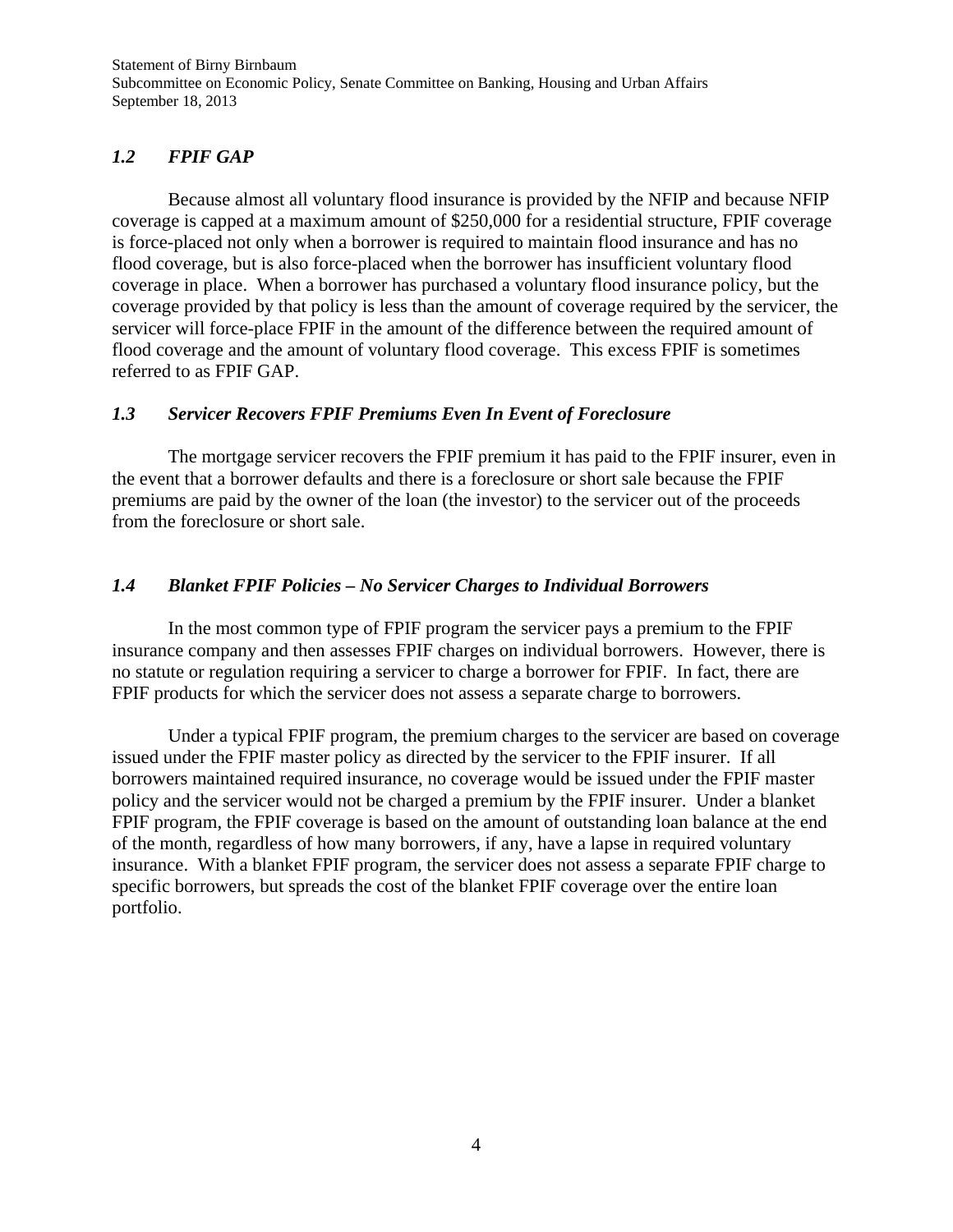### *1.2 FPIF GAP*

Because almost all voluntary flood insurance is provided by the NFIP and because NFIP coverage is capped at a maximum amount of $250,000 for a residential structure, FPIF coverage is force-placed not only when a borrower is required to maintain flood insurance and has no flood coverage, but is also force-placed when the borrower has insufficient voluntary flood coverage in place. When a borrower has purchased a voluntary flood insurance policy, but the coverage provided by that policy is less than the amount of coverage required by the servicer, the servicer will force-place FPIF in the amount of the difference between the required amount of flood coverage and the amount of voluntary flood coverage. This excess FPIF is sometimes referred to as FPIF GAP.

### *1.3 Servicer Recovers FPIF Premiums Even In Event of Foreclosure*

The mortgage servicer recovers the FPIF premium it has paid to the FPIF insurer, even in the event that a borrower defaults and there is a foreclosure or short sale because the FPIF premiums are paid by the owner of the loan (the investor) to the servicer out of the proceeds from the foreclosure or short sale.

### *1.4 Blanket FPIF Policies – No Servicer Charges to Individual Borrowers*

In the most common type of FPIF program the servicer pays a premium to the FPIF insurance company and then assesses FPIF charges on individual borrowers. However, there is no statute or regulation requiring a servicer to charge a borrower for FPIF. In fact, there are FPIF products for which the servicer does not assess a separate charge to borrowers.

Under a typical FPIF program, the premium charges to the servicer are based on coverage issued under the FPIF master policy as directed by the servicer to the FPIF insurer. If all borrowers maintained required insurance, no coverage would be issued under the FPIF master policy and the servicer would not be charged a premium by the FPIF insurer. Under a blanket FPIF program, the FPIF coverage is based on the amount of outstanding loan balance at the end of the month, regardless of how many borrowers, if any, have a lapse in required voluntary insurance. With a blanket FPIF program, the servicer does not assess a separate FPIF charge to specific borrowers, but spreads the cost of the blanket FPIF coverage over the entire loan portfolio.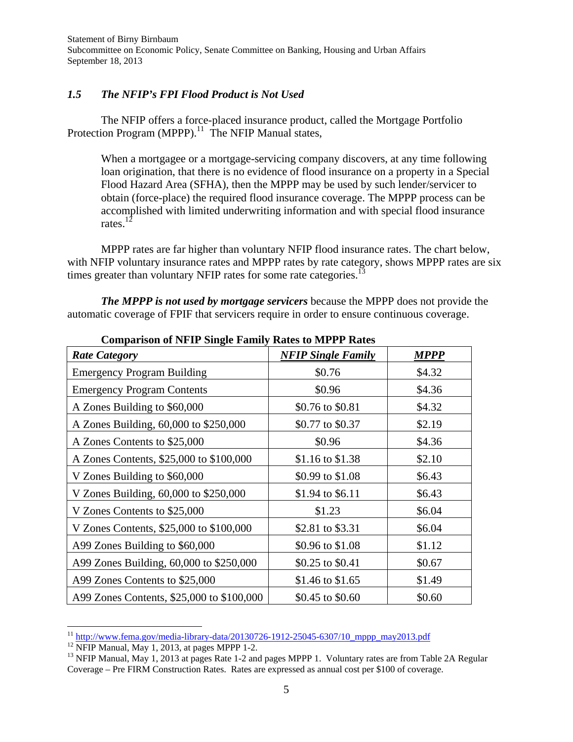### *1.5 The NFIP's FPI Flood Product is Not Used*

The NFIP offers a force-placed insurance product, called the Mortgage Portfolio Protection Program (MPPP).[11] The NFIP Manual states,

> When a mortgagee or a mortgage-servicing company discovers, at any time following loan origination, that there is no evidence of flood insurance on a property in a Special Flood Hazard Area (SFHA), then the MPPP may be used by such lender/servicer to obtain (force-place) the required flood insurance coverage. The MPPP process can be accomplished with limited underwriting information and with special flood insurance rates.[12]

MPPP rates are far higher than voluntary NFIP flood insurance rates. The chart below, with NFIP voluntary insurance rates and MPPP rates by rate category, shows MPPP rates are six times greater than voluntary NFIP rates for some rate categories.[13]

***The MPPP is not used by mortgage servicers*** because the MPPP does not provide the automatic coverage of FPIF that servicers require in order to ensure continuous coverage.

**Comparison of NFIP Single Family Rates to MPPP Rates**

| *Rate Category* | *NFIP Single Family* | *MPPP* |
|---|---|---|
| Emergency Program Building | $0.76 | $4.32 |
| Emergency Program Contents | $0.96 | $4.36 |
| A Zones Building to $60,000 | $0.76 to $0.81 | $4.32 |
| A Zones Building, 60,000 to $250,000 | $0.77 to $0.37 | $2.19 |
| A Zones Contents to $25,000 | $0.96 | $4.36 |
| A Zones Contents, $25,000 to $100,000 | $1.16 to $1.38 | $2.10 |
| V Zones Building to $60,000 | $0.99 to $1.08 | $6.43 |
| V Zones Building, 60,000 to $250,000 | $1.94 to $6.11 | $6.43 |
| V Zones Contents to $25,000 | $1.23 | $6.04 |
| V Zones Contents, $25,000 to $100,000 | $2.81 to $3.31 | $6.04 |
| A99 Zones Building to $60,000 | $0.96 to $1.08 | $1.12 |
| A99 Zones Building, 60,000 to $250,000 | $0.25 to $0.41 | $0.67 |
| A99 Zones Contents to $25,000 | $1.46 to $1.65 | $1.49 |
| A99 Zones Contents, $25,000 to $100,000 | $0.45 to $0.60 | $0.60 |

---

[11] http://www.fema.gov/media-library-data/20130726-1912-25045-6307/10_mppp_may2013.pdf

[12] NFIP Manual, May 1, 2013, at pages MPPP 1-2.

[13] NFIP Manual, May 1, 2013 at pages Rate 1-2 and pages MPPP 1. Voluntary rates are from Table 2A Regular Coverage – Pre FIRM Construction Rates. Rates are expressed as annual cost per $100 of coverage.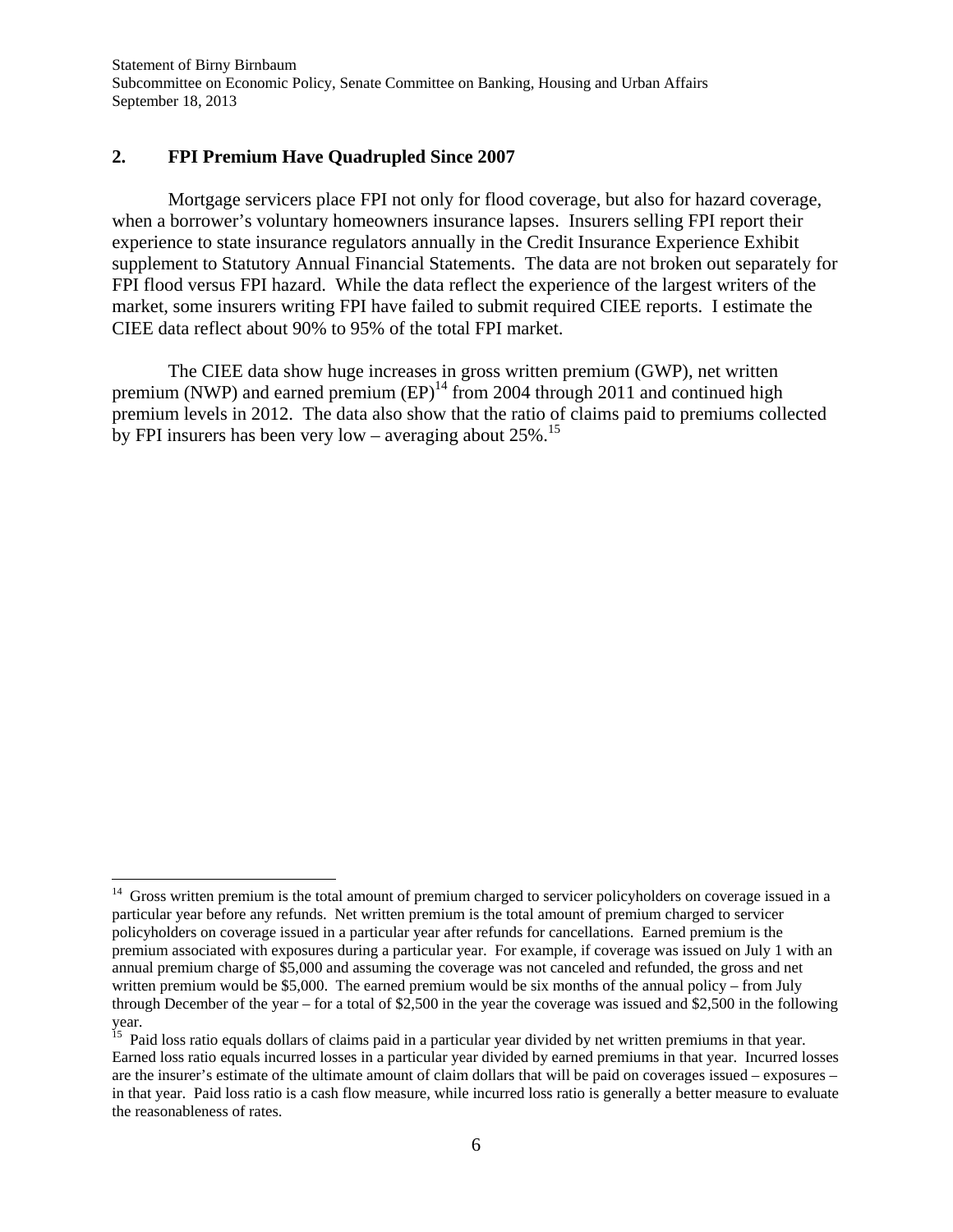## 2. FPI Premium Have Quadrupled Since 2007

Mortgage servicers place FPI not only for flood coverage, but also for hazard coverage, when a borrower's voluntary homeowners insurance lapses. Insurers selling FPI report their experience to state insurance regulators annually in the Credit Insurance Experience Exhibit supplement to Statutory Annual Financial Statements. The data are not broken out separately for FPI flood versus FPI hazard. While the data reflect the experience of the largest writers of the market, some insurers writing FPI have failed to submit required CIEE reports. I estimate the CIEE data reflect about 90% to 95% of the total FPI market.

The CIEE data show huge increases in gross written premium (GWP), net written premium (NWP) and earned premium (EP)[14] from 2004 through 2011 and continued high premium levels in 2012. The data also show that the ratio of claims paid to premiums collected by FPI insurers has been very low – averaging about 25%.[15]

---

[14] Gross written premium is the total amount of premium charged to servicer policyholders on coverage issued in a particular year before any refunds. Net written premium is the total amount of premium charged to servicer policyholders on coverage issued in a particular year after refunds for cancellations. Earned premium is the premium associated with exposures during a particular year. For example, if coverage was issued on July 1 with an annual premium charge of $5,000 and assuming the coverage was not canceled and refunded, the gross and net written premium would be $5,000. The earned premium would be six months of the annual policy – from July through December of the year – for a total of $2,500 in the year the coverage was issued and $2,500 in the following year.

[15] Paid loss ratio equals dollars of claims paid in a particular year divided by net written premiums in that year. Earned loss ratio equals incurred losses in a particular year divided by earned premiums in that year. Incurred losses are the insurer's estimate of the ultimate amount of claim dollars that will be paid on coverages issued – exposures – in that year. Paid loss ratio is a cash flow measure, while incurred loss ratio is generally a better measure to evaluate the reasonableness of rates.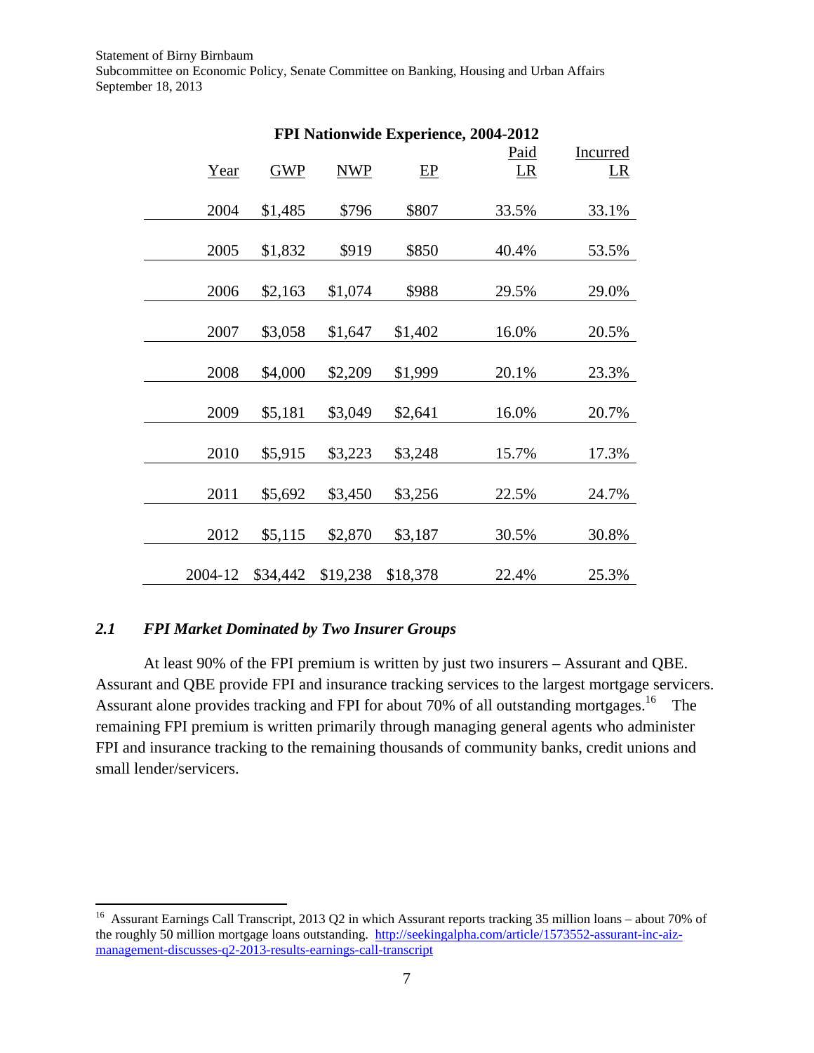**FPI Nationwide Experience, 2004-2012**

| Year | GWP | NWP | EP | Paid LR | Incurred LR |
|---|---|---|---|---|---|
| 2004 | $1,485 | $796 | $807 | 33.5% | 33.1% |
| 2005 | $1,832 | $919 | $850 | 40.4% | 53.5% |
| 2006 | $2,163 | $1,074 | $988 | 29.5% | 29.0% |
| 2007 | $3,058 | $1,647 | $1,402 | 16.0% | 20.5% |
| 2008 | $4,000 | $2,209 | $1,999 | 20.1% | 23.3% |
| 2009 | $5,181 | $3,049 | $2,641 | 16.0% | 20.7% |
| 2010 | $5,915 | $3,223 | $3,248 | 15.7% | 17.3% |
| 2011 | $5,692 | $3,450 | $3,256 | 22.5% | 24.7% |
| 2012 | $5,115 | $2,870 | $3,187 | 30.5% | 30.8% |
| 2004-12 | $34,442 | $19,238 | $18,378 | 22.4% | 25.3% |

### *2.1 FPI Market Dominated by Two Insurer Groups*

At least 90% of the FPI premium is written by just two insurers – Assurant and QBE. Assurant and QBE provide FPI and insurance tracking services to the largest mortgage servicers. Assurant alone provides tracking and FPI for about 70% of all outstanding mortgages.[16] The remaining FPI premium is written primarily through managing general agents who administer FPI and insurance tracking to the remaining thousands of community banks, credit unions and small lender/servicers.

---

[16] Assurant Earnings Call Transcript, 2013 Q2 in which Assurant reports tracking 35 million loans – about 70% of the roughly 50 million mortgage loans outstanding. http://seekingalpha.com/article/1573552-assurant-inc-aiz-management-discusses-q2-2013-results-earnings-call-transcript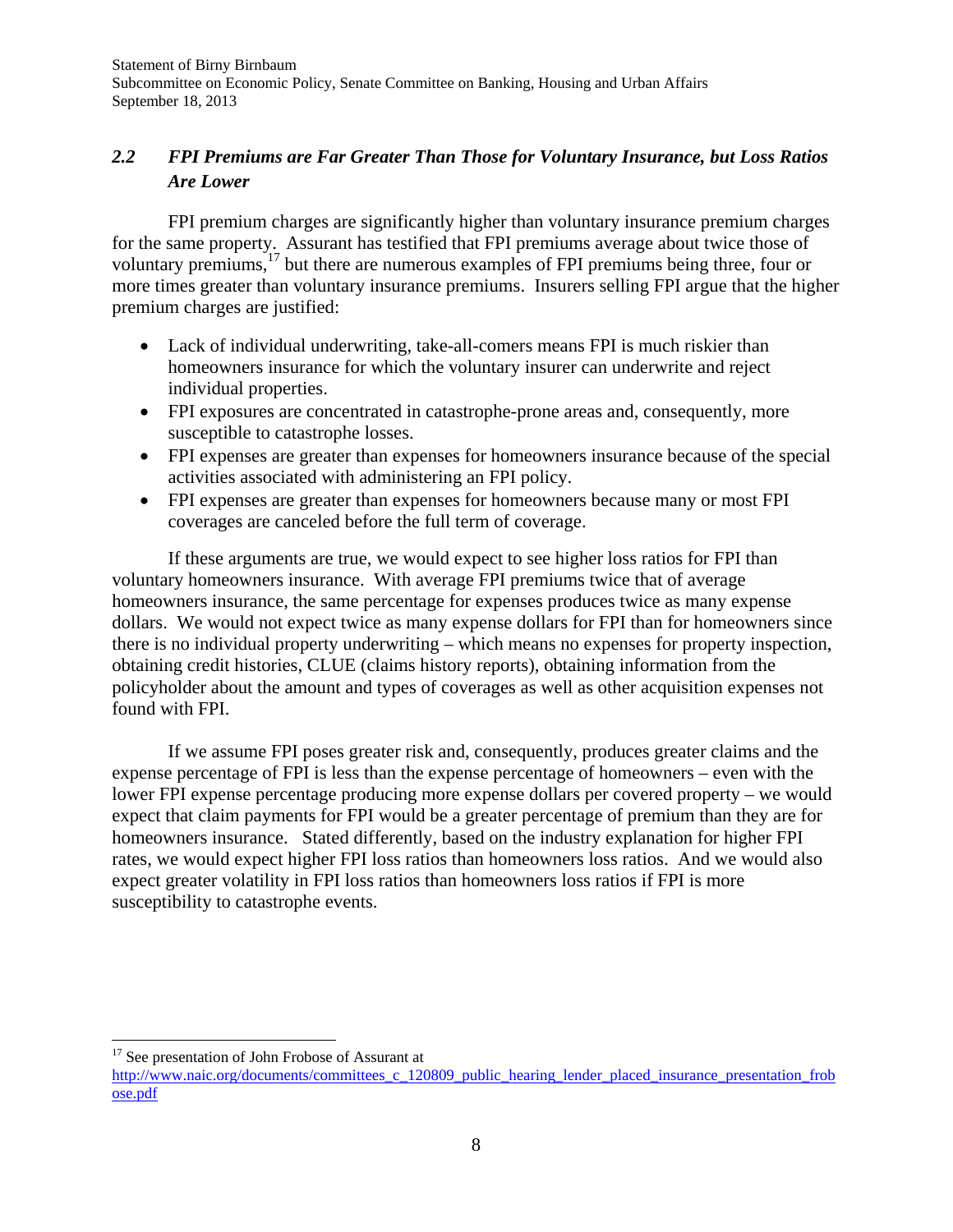### *2.2 FPI Premiums are Far Greater Than Those for Voluntary Insurance, but Loss Ratios Are Lower*

FPI premium charges are significantly higher than voluntary insurance premium charges for the same property. Assurant has testified that FPI premiums average about twice those of voluntary premiums,[17] but there are numerous examples of FPI premiums being three, four or more times greater than voluntary insurance premiums. Insurers selling FPI argue that the higher premium charges are justified:

- Lack of individual underwriting, take-all-comers means FPI is much riskier than homeowners insurance for which the voluntary insurer can underwrite and reject individual properties.
- FPI exposures are concentrated in catastrophe-prone areas and, consequently, more susceptible to catastrophe losses.
- FPI expenses are greater than expenses for homeowners insurance because of the special activities associated with administering an FPI policy.
- FPI expenses are greater than expenses for homeowners because many or most FPI coverages are canceled before the full term of coverage.

If these arguments are true, we would expect to see higher loss ratios for FPI than voluntary homeowners insurance. With average FPI premiums twice that of average homeowners insurance, the same percentage for expenses produces twice as many expense dollars. We would not expect twice as many expense dollars for FPI than for homeowners since there is no individual property underwriting – which means no expenses for property inspection, obtaining credit histories, CLUE (claims history reports), obtaining information from the policyholder about the amount and types of coverages as well as other acquisition expenses not found with FPI.

If we assume FPI poses greater risk and, consequently, produces greater claims and the expense percentage of FPI is less than the expense percentage of homeowners – even with the lower FPI expense percentage producing more expense dollars per covered property – we would expect that claim payments for FPI would be a greater percentage of premium than they are for homeowners insurance. Stated differently, based on the industry explanation for higher FPI rates, we would expect higher FPI loss ratios than homeowners loss ratios. And we would also expect greater volatility in FPI loss ratios than homeowners loss ratios if FPI is more susceptibility to catastrophe events.

---

[17] See presentation of John Frobose of Assurant at http://www.naic.org/documents/committees_c_120809_public_hearing_lender_placed_insurance_presentation_frobose.pdf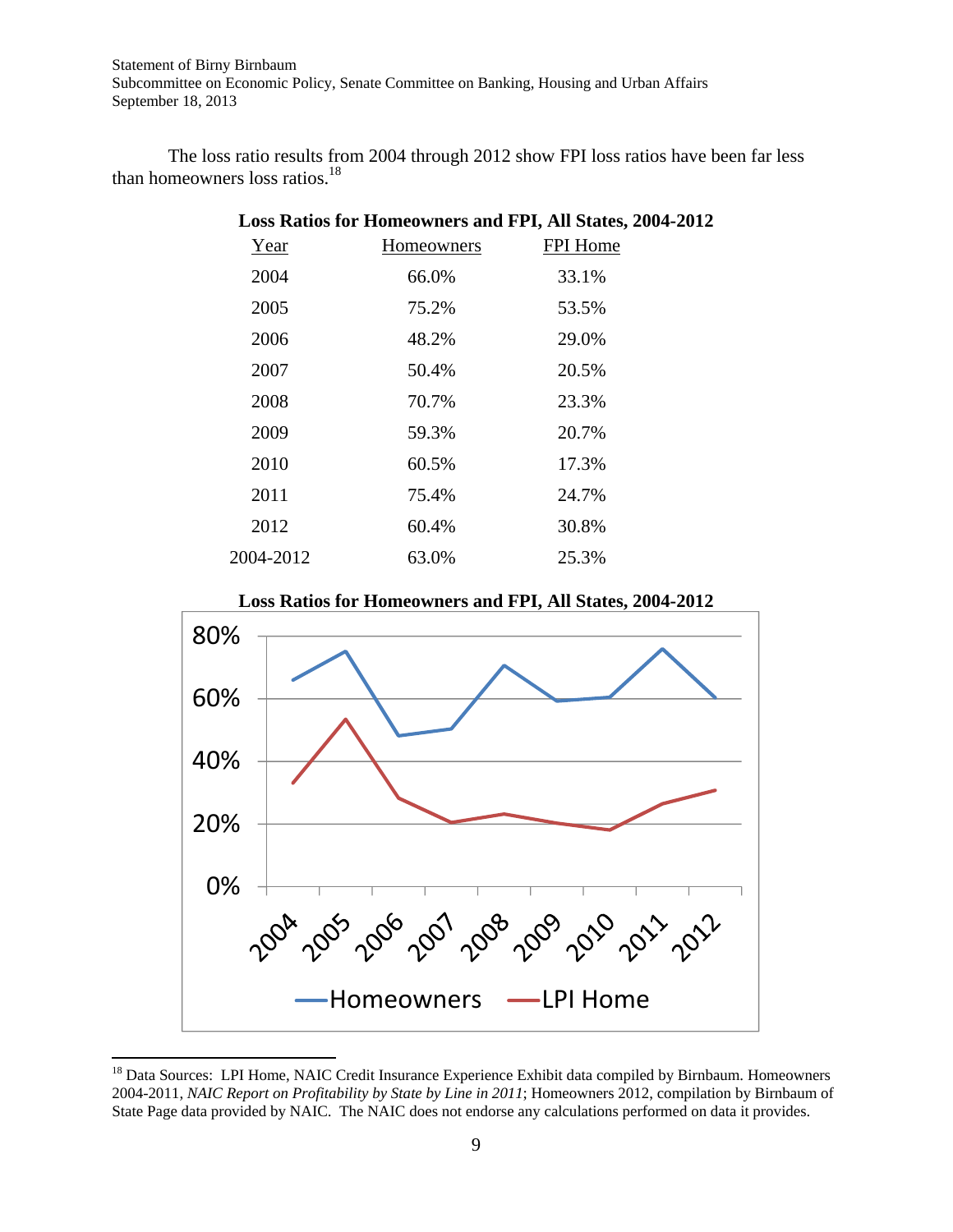The loss ratio results from 2004 through 2012 show FPI loss ratios have been far less than homeowners loss ratios.[18]

**Loss Ratios for Homeowners and FPI, All States, 2004-2012**

| Year | Homeowners | FPI Home |
|---|---|---|
| 2004 | 66.0% | 33.1% |
| 2005 | 75.2% | 53.5% |
| 2006 | 48.2% | 29.0% |
| 2007 | 50.4% | 20.5% |
| 2008 | 70.7% | 23.3% |
| 2009 | 59.3% | 20.7% |
| 2010 | 60.5% | 17.3% |
| 2011 | 75.4% | 24.7% |
| 2012 | 60.4% | 30.8% |
| 2004-2012 | 63.0% | 25.3% |

**Loss Ratios for Homeowners and FPI, All States, 2004-2012**

[18] Data Sources: LPI Home, NAIC Credit Insurance Experience Exhibit data compiled by Birnbaum. Homeowners 2004-2011, *NAIC Report on Profitability by State by Line in 2011*; Homeowners 2012, compilation by Birnbaum of State Page data provided by NAIC. The NAIC does not endorse any calculations performed on data it provides.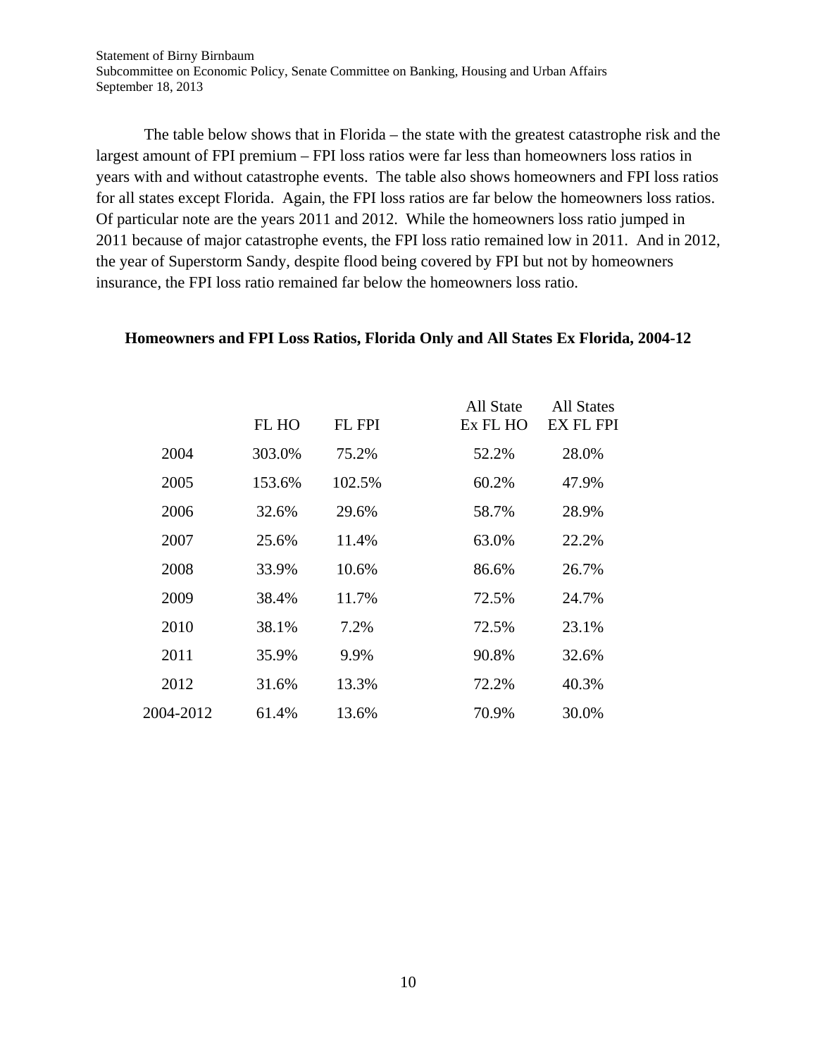The table below shows that in Florida – the state with the greatest catastrophe risk and the largest amount of FPI premium – FPI loss ratios were far less than homeowners loss ratios in years with and without catastrophe events. The table also shows homeowners and FPI loss ratios for all states except Florida. Again, the FPI loss ratios are far below the homeowners loss ratios. Of particular note are the years 2011 and 2012. While the homeowners loss ratio jumped in 2011 because of major catastrophe events, the FPI loss ratio remained low in 2011. And in 2012, the year of Superstorm Sandy, despite flood being covered by FPI but not by homeowners insurance, the FPI loss ratio remained far below the homeowners loss ratio.

**Homeowners and FPI Loss Ratios, Florida Only and All States Ex Florida, 2004-12**

| | FL HO | FL FPI | All State Ex FL HO | All States EX FL FPI |
|---|---|---|---|---|
| 2004 | 303.0% | 75.2% | 52.2% | 28.0% |
| 2005 | 153.6% | 102.5% | 60.2% | 47.9% |
| 2006 | 32.6% | 29.6% | 58.7% | 28.9% |
| 2007 | 25.6% | 11.4% | 63.0% | 22.2% |
| 2008 | 33.9% | 10.6% | 86.6% | 26.7% |
| 2009 | 38.4% | 11.7% | 72.5% | 24.7% |
| 2010 | 38.1% | 7.2% | 72.5% | 23.1% |
| 2011 | 35.9% | 9.9% | 90.8% | 32.6% |
| 2012 | 31.6% | 13.3% | 72.2% | 40.3% |
| 2004-2012 | 61.4% | 13.6% | 70.9% | 30.0% |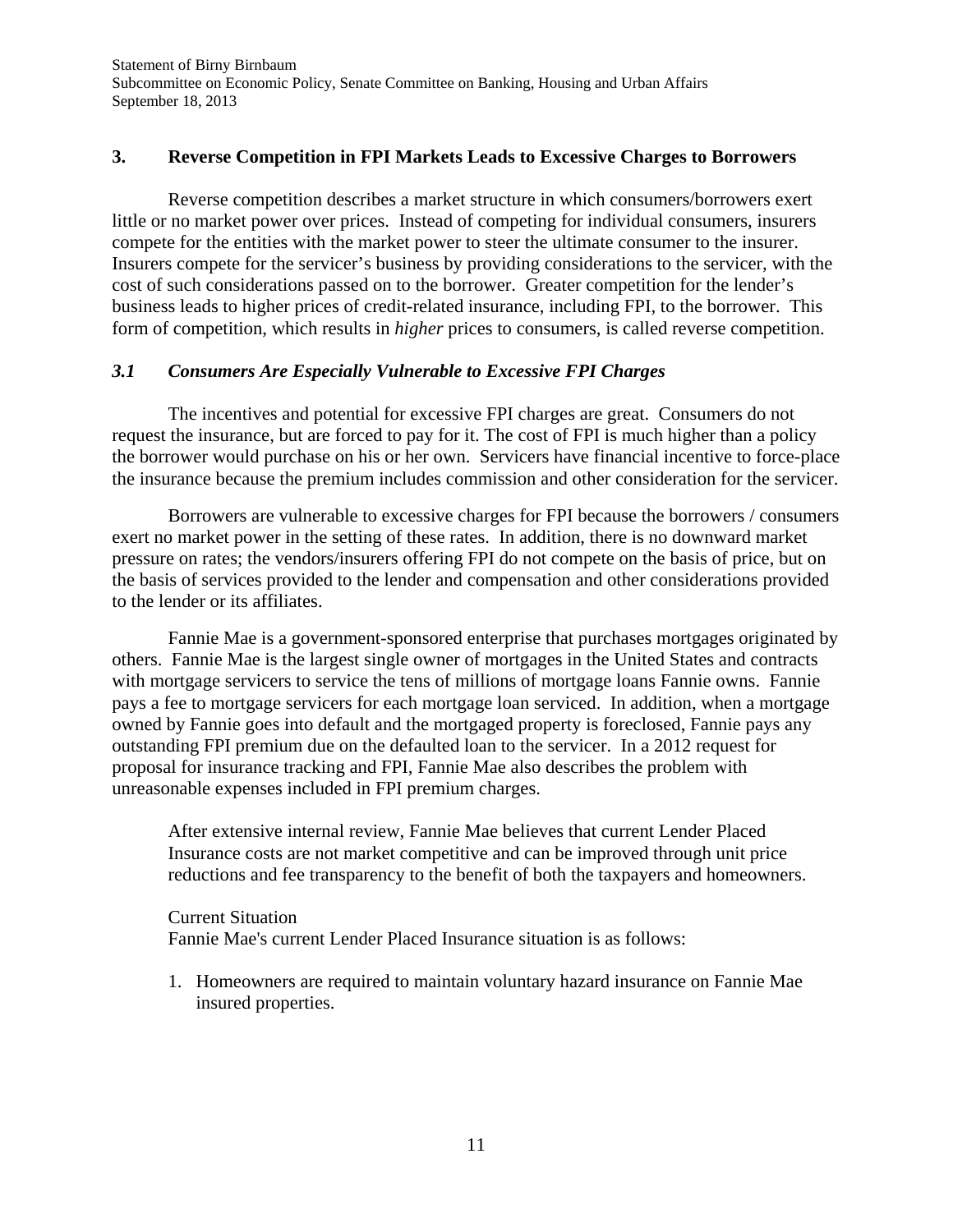## 3. Reverse Competition in FPI Markets Leads to Excessive Charges to Borrowers

Reverse competition describes a market structure in which consumers/borrowers exert little or no market power over prices. Instead of competing for individual consumers, insurers compete for the entities with the market power to steer the ultimate consumer to the insurer. Insurers compete for the servicer's business by providing considerations to the servicer, with the cost of such considerations passed on to the borrower. Greater competition for the lender's business leads to higher prices of credit-related insurance, including FPI, to the borrower. This form of competition, which results in *higher* prices to consumers, is called reverse competition.

### *3.1 Consumers Are Especially Vulnerable to Excessive FPI Charges*

The incentives and potential for excessive FPI charges are great. Consumers do not request the insurance, but are forced to pay for it. The cost of FPI is much higher than a policy the borrower would purchase on his or her own. Servicers have financial incentive to force-place the insurance because the premium includes commission and other consideration for the servicer.

Borrowers are vulnerable to excessive charges for FPI because the borrowers / consumers exert no market power in the setting of these rates. In addition, there is no downward market pressure on rates; the vendors/insurers offering FPI do not compete on the basis of price, but on the basis of services provided to the lender and compensation and other considerations provided to the lender or its affiliates.

Fannie Mae is a government-sponsored enterprise that purchases mortgages originated by others. Fannie Mae is the largest single owner of mortgages in the United States and contracts with mortgage servicers to service the tens of millions of mortgage loans Fannie owns. Fannie pays a fee to mortgage servicers for each mortgage loan serviced. In addition, when a mortgage owned by Fannie goes into default and the mortgaged property is foreclosed, Fannie pays any outstanding FPI premium due on the defaulted loan to the servicer. In a 2012 request for proposal for insurance tracking and FPI, Fannie Mae also describes the problem with unreasonable expenses included in FPI premium charges.

> After extensive internal review, Fannie Mae believes that current Lender Placed Insurance costs are not market competitive and can be improved through unit price reductions and fee transparency to the benefit of both the taxpayers and homeowners.
>
> Current Situation
> Fannie Mae's current Lender Placed Insurance situation is as follows:
>
> 1. Homeowners are required to maintain voluntary hazard insurance on Fannie Mae insured properties.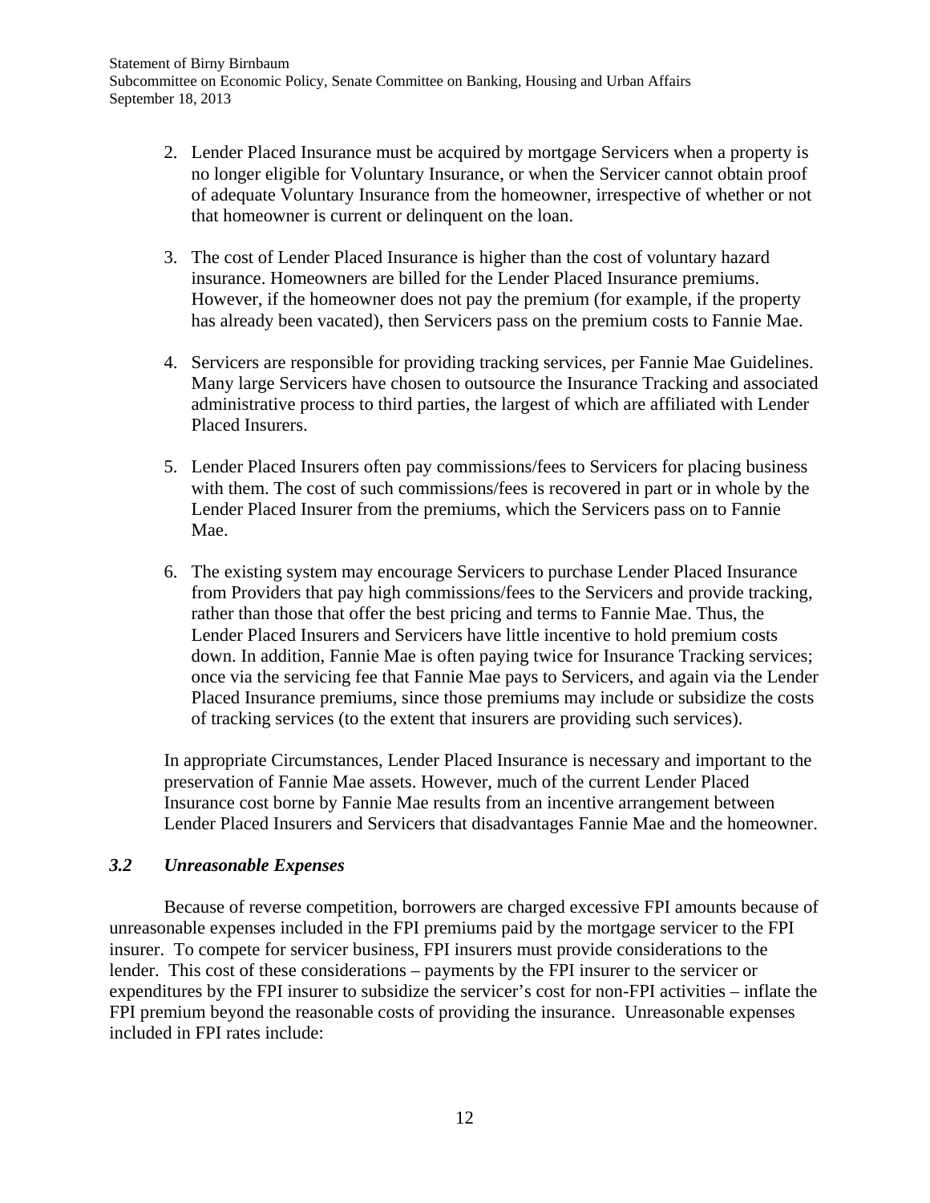2. Lender Placed Insurance must be acquired by mortgage Servicers when a property is no longer eligible for Voluntary Insurance, or when the Servicer cannot obtain proof of adequate Voluntary Insurance from the homeowner, irrespective of whether or not that homeowner is current or delinquent on the loan.

3. The cost of Lender Placed Insurance is higher than the cost of voluntary hazard insurance. Homeowners are billed for the Lender Placed Insurance premiums. However, if the homeowner does not pay the premium (for example, if the property has already been vacated), then Servicers pass on the premium costs to Fannie Mae.

4. Servicers are responsible for providing tracking services, per Fannie Mae Guidelines. Many large Servicers have chosen to outsource the Insurance Tracking and associated administrative process to third parties, the largest of which are affiliated with Lender Placed Insurers.

5. Lender Placed Insurers often pay commissions/fees to Servicers for placing business with them. The cost of such commissions/fees is recovered in part or in whole by the Lender Placed Insurer from the premiums, which the Servicers pass on to Fannie Mae.

6. The existing system may encourage Servicers to purchase Lender Placed Insurance from Providers that pay high commissions/fees to the Servicers and provide tracking, rather than those that offer the best pricing and terms to Fannie Mae. Thus, the Lender Placed Insurers and Servicers have little incentive to hold premium costs down. In addition, Fannie Mae is often paying twice for Insurance Tracking services; once via the servicing fee that Fannie Mae pays to Servicers, and again via the Lender Placed Insurance premiums, since those premiums may include or subsidize the costs of tracking services (to the extent that insurers are providing such services).

In appropriate Circumstances, Lender Placed Insurance is necessary and important to the preservation of Fannie Mae assets. However, much of the current Lender Placed Insurance cost borne by Fannie Mae results from an incentive arrangement between Lender Placed Insurers and Servicers that disadvantages Fannie Mae and the homeowner.

### *3.2 Unreasonable Expenses*

Because of reverse competition, borrowers are charged excessive FPI amounts because of unreasonable expenses included in the FPI premiums paid by the mortgage servicer to the FPI insurer. To compete for servicer business, FPI insurers must provide considerations to the lender. This cost of these considerations – payments by the FPI insurer to the servicer or expenditures by the FPI insurer to subsidize the servicer's cost for non-FPI activities – inflate the FPI premium beyond the reasonable costs of providing the insurance. Unreasonable expenses included in FPI rates include: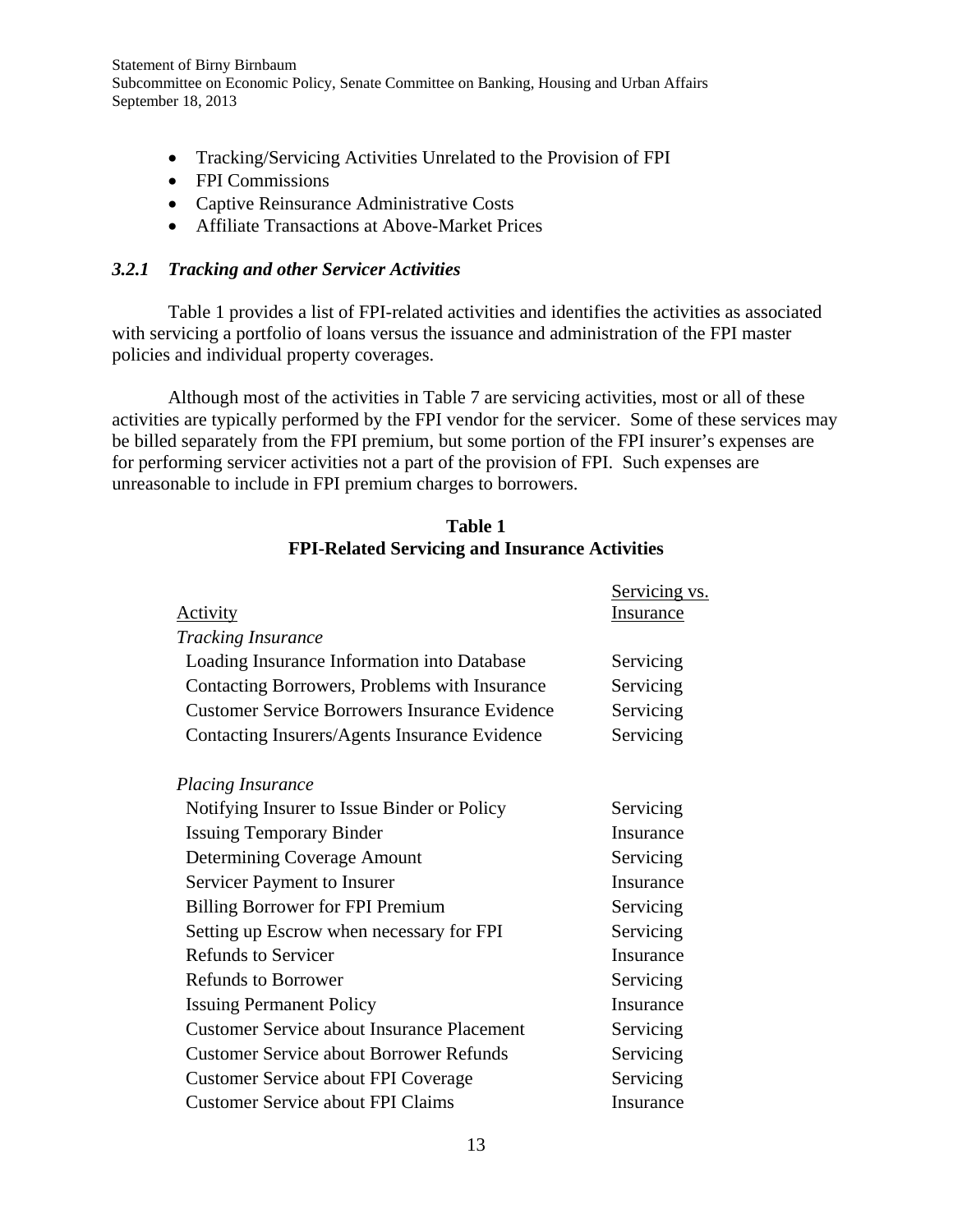- Tracking/Servicing Activities Unrelated to the Provision of FPI
- FPI Commissions
- Captive Reinsurance Administrative Costs
- Affiliate Transactions at Above-Market Prices

### *3.2.1 Tracking and other Servicer Activities*

Table 1 provides a list of FPI-related activities and identifies the activities as associated with servicing a portfolio of loans versus the issuance and administration of the FPI master policies and individual property coverages.

Although most of the activities in Table 7 are servicing activities, most or all of these activities are typically performed by the FPI vendor for the servicer. Some of these services may be billed separately from the FPI premium, but some portion of the FPI insurer's expenses are for performing servicer activities not a part of the provision of FPI. Such expenses are unreasonable to include in FPI premium charges to borrowers.

**Table 1**
**FPI-Related Servicing and Insurance Activities**

| Activity | Servicing vs. Insurance |
|---|---|
| *Tracking Insurance* | |
| Loading Insurance Information into Database | Servicing |
| Contacting Borrowers, Problems with Insurance | Servicing |
| Customer Service Borrowers Insurance Evidence | Servicing |
| Contacting Insurers/Agents Insurance Evidence | Servicing |
| | |
| *Placing Insurance* | |
| Notifying Insurer to Issue Binder or Policy | Servicing |
| Issuing Temporary Binder | Insurance |
| Determining Coverage Amount | Servicing |
| Servicer Payment to Insurer | Insurance |
| Billing Borrower for FPI Premium | Servicing |
| Setting up Escrow when necessary for FPI | Servicing |
| Refunds to Servicer | Insurance |
| Refunds to Borrower | Servicing |
| Issuing Permanent Policy | Insurance |
| Customer Service about Insurance Placement | Servicing |
| Customer Service about Borrower Refunds | Servicing |
| Customer Service about FPI Coverage | Servicing |
| Customer Service about FPI Claims | Insurance |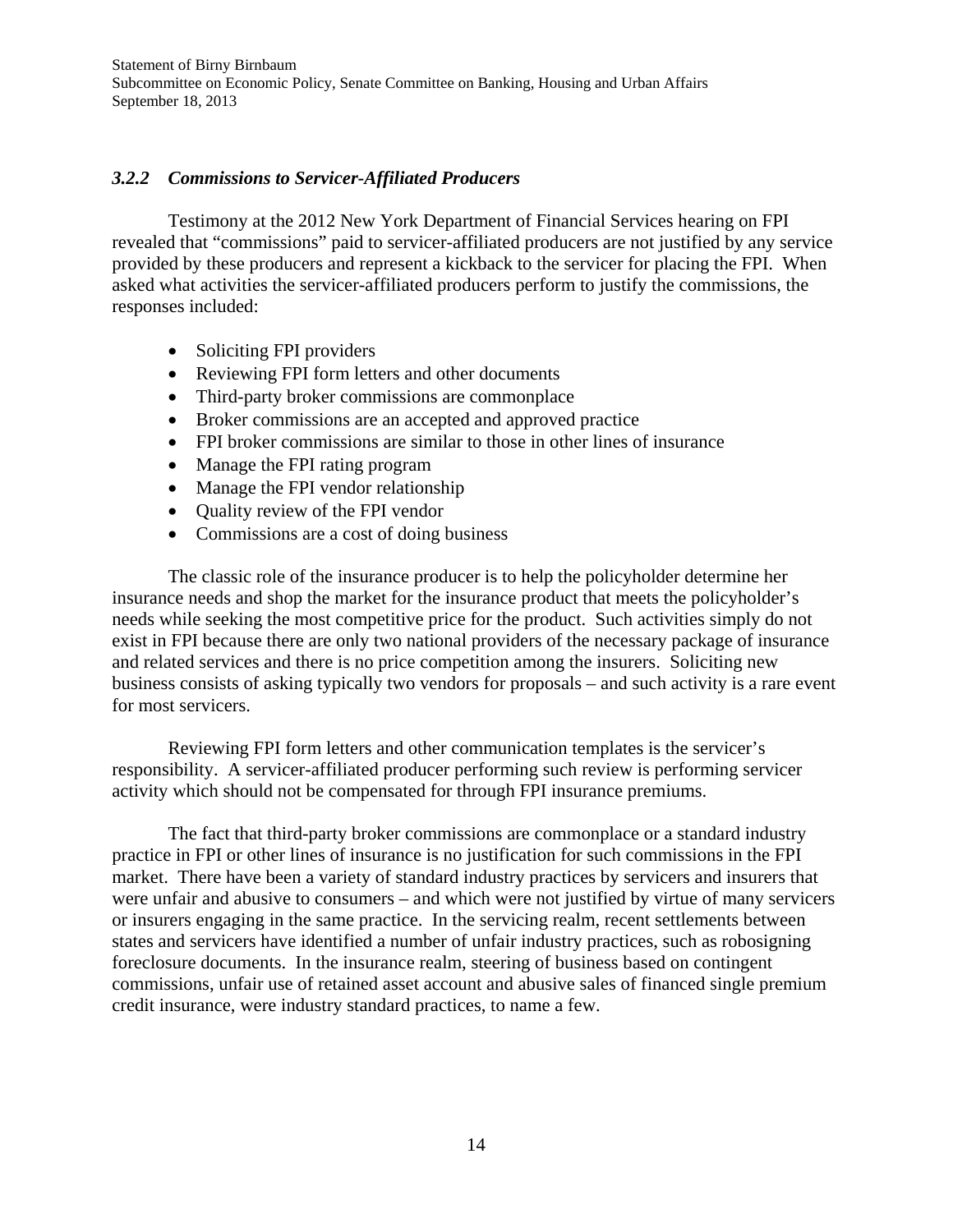### *3.2.2 Commissions to Servicer-Affiliated Producers*

Testimony at the 2012 New York Department of Financial Services hearing on FPI revealed that "commissions" paid to servicer-affiliated producers are not justified by any service provided by these producers and represent a kickback to the servicer for placing the FPI. When asked what activities the servicer-affiliated producers perform to justify the commissions, the responses included:

- Soliciting FPI providers
- Reviewing FPI form letters and other documents
- Third-party broker commissions are commonplace
- Broker commissions are an accepted and approved practice
- FPI broker commissions are similar to those in other lines of insurance
- Manage the FPI rating program
- Manage the FPI vendor relationship
- Quality review of the FPI vendor
- Commissions are a cost of doing business

The classic role of the insurance producer is to help the policyholder determine her insurance needs and shop the market for the insurance product that meets the policyholder's needs while seeking the most competitive price for the product. Such activities simply do not exist in FPI because there are only two national providers of the necessary package of insurance and related services and there is no price competition among the insurers. Soliciting new business consists of asking typically two vendors for proposals – and such activity is a rare event for most servicers.

Reviewing FPI form letters and other communication templates is the servicer's responsibility. A servicer-affiliated producer performing such review is performing servicer activity which should not be compensated for through FPI insurance premiums.

The fact that third-party broker commissions are commonplace or a standard industry practice in FPI or other lines of insurance is no justification for such commissions in the FPI market. There have been a variety of standard industry practices by servicers and insurers that were unfair and abusive to consumers – and which were not justified by virtue of many servicers or insurers engaging in the same practice. In the servicing realm, recent settlements between states and servicers have identified a number of unfair industry practices, such as robosigning foreclosure documents. In the insurance realm, steering of business based on contingent commissions, unfair use of retained asset account and abusive sales of financed single premium credit insurance, were industry standard practices, to name a few.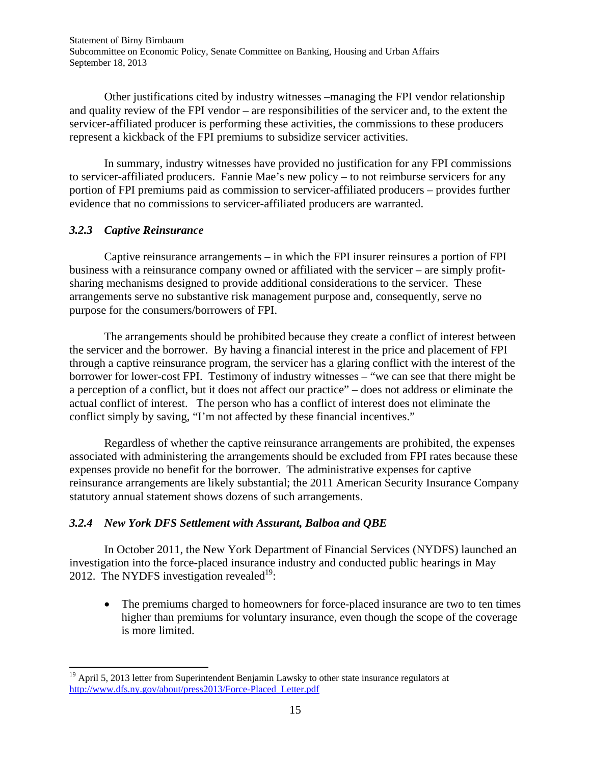Other justifications cited by industry witnesses –managing the FPI vendor relationship and quality review of the FPI vendor – are responsibilities of the servicer and, to the extent the servicer-affiliated producer is performing these activities, the commissions to these producers represent a kickback of the FPI premiums to subsidize servicer activities.

In summary, industry witnesses have provided no justification for any FPI commissions to servicer-affiliated producers. Fannie Mae's new policy – to not reimburse servicers for any portion of FPI premiums paid as commission to servicer-affiliated producers – provides further evidence that no commissions to servicer-affiliated producers are warranted.

### *3.2.3 Captive Reinsurance*

Captive reinsurance arrangements – in which the FPI insurer reinsures a portion of FPI business with a reinsurance company owned or affiliated with the servicer – are simply profit-sharing mechanisms designed to provide additional considerations to the servicer. These arrangements serve no substantive risk management purpose and, consequently, serve no purpose for the consumers/borrowers of FPI.

The arrangements should be prohibited because they create a conflict of interest between the servicer and the borrower. By having a financial interest in the price and placement of FPI through a captive reinsurance program, the servicer has a glaring conflict with the interest of the borrower for lower-cost FPI. Testimony of industry witnesses – "we can see that there might be a perception of a conflict, but it does not affect our practice" – does not address or eliminate the actual conflict of interest. The person who has a conflict of interest does not eliminate the conflict simply by saving, "I'm not affected by these financial incentives."

Regardless of whether the captive reinsurance arrangements are prohibited, the expenses associated with administering the arrangements should be excluded from FPI rates because these expenses provide no benefit for the borrower. The administrative expenses for captive reinsurance arrangements are likely substantial; the 2011 American Security Insurance Company statutory annual statement shows dozens of such arrangements.

### *3.2.4 New York DFS Settlement with Assurant, Balboa and QBE*

In October 2011, the New York Department of Financial Services (NYDFS) launched an investigation into the force-placed insurance industry and conducted public hearings in May 2012. The NYDFS investigation revealed[19]:

- The premiums charged to homeowners for force-placed insurance are two to ten times higher than premiums for voluntary insurance, even though the scope of the coverage is more limited.

[19] April 5, 2013 letter from Superintendent Benjamin Lawsky to other state insurance regulators at http://www.dfs.ny.gov/about/press2013/Force-Placed_Letter.pdf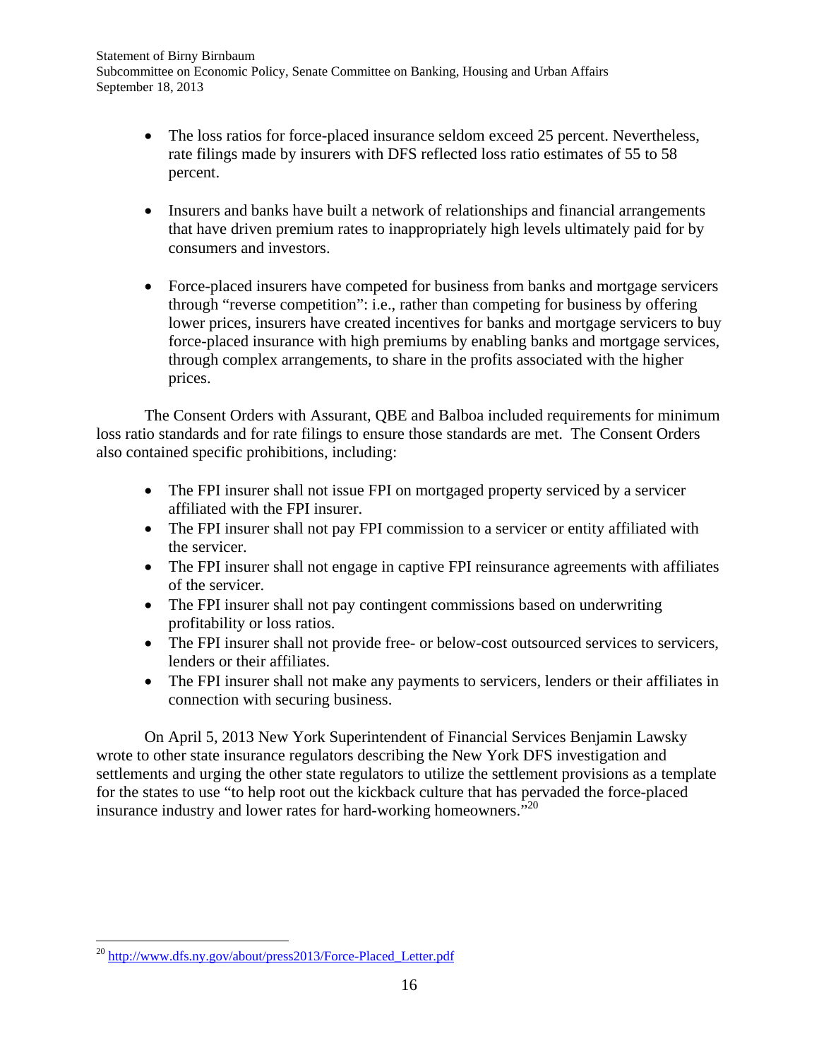- The loss ratios for force-placed insurance seldom exceed 25 percent. Nevertheless, rate filings made by insurers with DFS reflected loss ratio estimates of 55 to 58 percent.

- Insurers and banks have built a network of relationships and financial arrangements that have driven premium rates to inappropriately high levels ultimately paid for by consumers and investors.

- Force-placed insurers have competed for business from banks and mortgage servicers through "reverse competition": i.e., rather than competing for business by offering lower prices, insurers have created incentives for banks and mortgage servicers to buy force-placed insurance with high premiums by enabling banks and mortgage services, through complex arrangements, to share in the profits associated with the higher prices.

The Consent Orders with Assurant, QBE and Balboa included requirements for minimum loss ratio standards and for rate filings to ensure those standards are met. The Consent Orders also contained specific prohibitions, including:

- The FPI insurer shall not issue FPI on mortgaged property serviced by a servicer affiliated with the FPI insurer.
- The FPI insurer shall not pay FPI commission to a servicer or entity affiliated with the servicer.
- The FPI insurer shall not engage in captive FPI reinsurance agreements with affiliates of the servicer.
- The FPI insurer shall not pay contingent commissions based on underwriting profitability or loss ratios.
- The FPI insurer shall not provide free- or below-cost outsourced services to servicers, lenders or their affiliates.
- The FPI insurer shall not make any payments to servicers, lenders or their affiliates in connection with securing business.

On April 5, 2013 New York Superintendent of Financial Services Benjamin Lawsky wrote to other state insurance regulators describing the New York DFS investigation and settlements and urging the other state regulators to utilize the settlement provisions as a template for the states to use "to help root out the kickback culture that has pervaded the force-placed insurance industry and lower rates for hard-working homeowners."[20]

---

[20] http://www.dfs.ny.gov/about/press2013/Force-Placed_Letter.pdf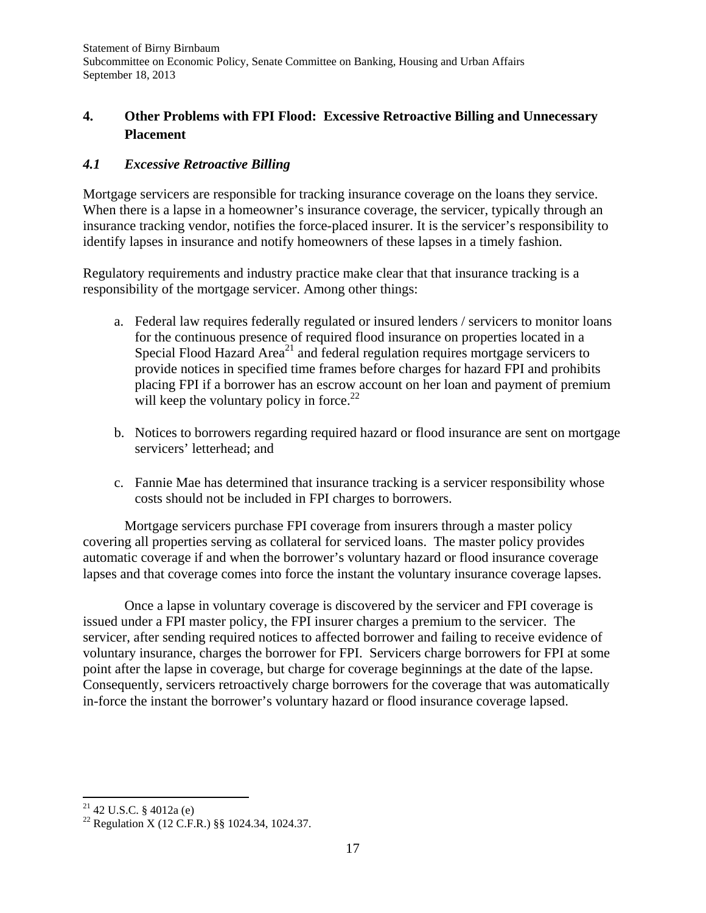## 4. Other Problems with FPI Flood: Excessive Retroactive Billing and Unnecessary Placement

### *4.1 Excessive Retroactive Billing*

Mortgage servicers are responsible for tracking insurance coverage on the loans they service. When there is a lapse in a homeowner's insurance coverage, the servicer, typically through an insurance tracking vendor, notifies the force-placed insurer. It is the servicer's responsibility to identify lapses in insurance and notify homeowners of these lapses in a timely fashion.

Regulatory requirements and industry practice make clear that that insurance tracking is a responsibility of the mortgage servicer. Among other things:

a. Federal law requires federally regulated or insured lenders / servicers to monitor loans for the continuous presence of required flood insurance on properties located in a Special Flood Hazard Area[21] and federal regulation requires mortgage servicers to provide notices in specified time frames before charges for hazard FPI and prohibits placing FPI if a borrower has an escrow account on her loan and payment of premium will keep the voluntary policy in force.[22]

b. Notices to borrowers regarding required hazard or flood insurance are sent on mortgage servicers' letterhead; and

c. Fannie Mae has determined that insurance tracking is a servicer responsibility whose costs should not be included in FPI charges to borrowers.

Mortgage servicers purchase FPI coverage from insurers through a master policy covering all properties serving as collateral for serviced loans. The master policy provides automatic coverage if and when the borrower's voluntary hazard or flood insurance coverage lapses and that coverage comes into force the instant the voluntary insurance coverage lapses.

Once a lapse in voluntary coverage is discovered by the servicer and FPI coverage is issued under a FPI master policy, the FPI insurer charges a premium to the servicer. The servicer, after sending required notices to affected borrower and failing to receive evidence of voluntary insurance, charges the borrower for FPI. Servicers charge borrowers for FPI at some point after the lapse in coverage, but charge for coverage beginnings at the date of the lapse. Consequently, servicers retroactively charge borrowers for the coverage that was automatically in-force the instant the borrower's voluntary hazard or flood insurance coverage lapsed.

---

[21] 42 U.S.C. § 4012a (e)

[22] Regulation X (12 C.F.R.) §§ 1024.34, 1024.37.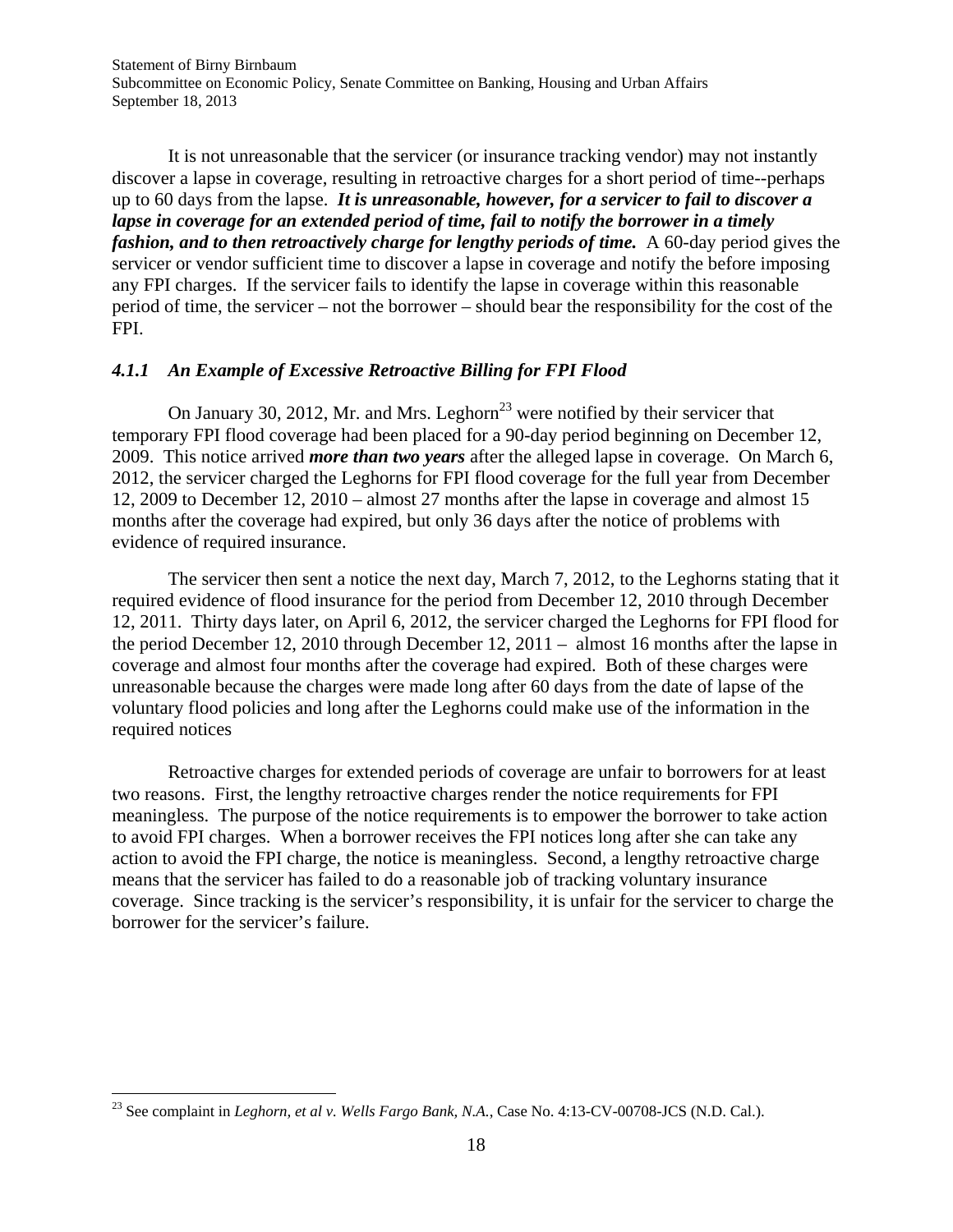It is not unreasonable that the servicer (or insurance tracking vendor) may not instantly discover a lapse in coverage, resulting in retroactive charges for a short period of time--perhaps up to 60 days from the lapse. ***It is unreasonable, however, for a servicer to fail to discover a lapse in coverage for an extended period of time, fail to notify the borrower in a timely fashion, and to then retroactively charge for lengthy periods of time.*** A 60-day period gives the servicer or vendor sufficient time to discover a lapse in coverage and notify the before imposing any FPI charges. If the servicer fails to identify the lapse in coverage within this reasonable period of time, the servicer – not the borrower – should bear the responsibility for the cost of the FPI.

### *4.1.1 An Example of Excessive Retroactive Billing for FPI Flood*

On January 30, 2012, Mr. and Mrs. Leghorn[23] were notified by their servicer that temporary FPI flood coverage had been placed for a 90-day period beginning on December 12, 2009. This notice arrived ***more than two years*** after the alleged lapse in coverage. On March 6, 2012, the servicer charged the Leghorns for FPI flood coverage for the full year from December 12, 2009 to December 12, 2010 – almost 27 months after the lapse in coverage and almost 15 months after the coverage had expired, but only 36 days after the notice of problems with evidence of required insurance.

The servicer then sent a notice the next day, March 7, 2012, to the Leghorns stating that it required evidence of flood insurance for the period from December 12, 2010 through December 12, 2011. Thirty days later, on April 6, 2012, the servicer charged the Leghorns for FPI flood for the period December 12, 2010 through December 12, 2011 – almost 16 months after the lapse in coverage and almost four months after the coverage had expired. Both of these charges were unreasonable because the charges were made long after 60 days from the date of lapse of the voluntary flood policies and long after the Leghorns could make use of the information in the required notices

Retroactive charges for extended periods of coverage are unfair to borrowers for at least two reasons. First, the lengthy retroactive charges render the notice requirements for FPI meaningless. The purpose of the notice requirements is to empower the borrower to take action to avoid FPI charges. When a borrower receives the FPI notices long after she can take any action to avoid the FPI charge, the notice is meaningless. Second, a lengthy retroactive charge means that the servicer has failed to do a reasonable job of tracking voluntary insurance coverage. Since tracking is the servicer's responsibility, it is unfair for the servicer to charge the borrower for the servicer's failure.

---

[23] See complaint in *Leghorn, et al v. Wells Fargo Bank, N.A.*, Case No. 4:13-CV-00708-JCS (N.D. Cal.).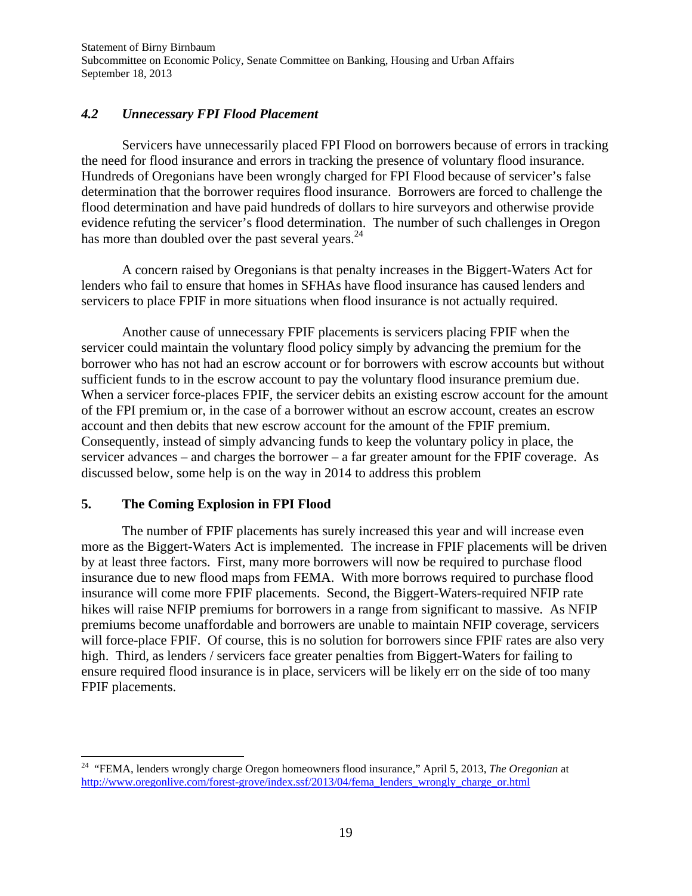### *4.2 Unnecessary FPI Flood Placement*

Servicers have unnecessarily placed FPI Flood on borrowers because of errors in tracking the need for flood insurance and errors in tracking the presence of voluntary flood insurance. Hundreds of Oregonians have been wrongly charged for FPI Flood because of servicer's false determination that the borrower requires flood insurance. Borrowers are forced to challenge the flood determination and have paid hundreds of dollars to hire surveyors and otherwise provide evidence refuting the servicer's flood determination. The number of such challenges in Oregon has more than doubled over the past several years.[24]

A concern raised by Oregonians is that penalty increases in the Biggert-Waters Act for lenders who fail to ensure that homes in SFHAs have flood insurance has caused lenders and servicers to place FPIF in more situations when flood insurance is not actually required.

Another cause of unnecessary FPIF placements is servicers placing FPIF when the servicer could maintain the voluntary flood policy simply by advancing the premium for the borrower who has not had an escrow account or for borrowers with escrow accounts but without sufficient funds to in the escrow account to pay the voluntary flood insurance premium due. When a servicer force-places FPIF, the servicer debits an existing escrow account for the amount of the FPI premium or, in the case of a borrower without an escrow account, creates an escrow account and then debits that new escrow account for the amount of the FPIF premium. Consequently, instead of simply advancing funds to keep the voluntary policy in place, the servicer advances – and charges the borrower – a far greater amount for the FPIF coverage. As discussed below, some help is on the way in 2014 to address this problem

## 5. The Coming Explosion in FPI Flood

The number of FPIF placements has surely increased this year and will increase even more as the Biggert-Waters Act is implemented. The increase in FPIF placements will be driven by at least three factors. First, many more borrowers will now be required to purchase flood insurance due to new flood maps from FEMA. With more borrows required to purchase flood insurance will come more FPIF placements. Second, the Biggert-Waters-required NFIP rate hikes will raise NFIP premiums for borrowers in a range from significant to massive. As NFIP premiums become unaffordable and borrowers are unable to maintain NFIP coverage, servicers will force-place FPIF. Of course, this is no solution for borrowers since FPIF rates are also very high. Third, as lenders / servicers face greater penalties from Biggert-Waters for failing to ensure required flood insurance is in place, servicers will be likely err on the side of too many FPIF placements.

---

[24] "FEMA, lenders wrongly charge Oregon homeowners flood insurance," April 5, 2013, *The Oregonian* at http://www.oregonlive.com/forest-grove/index.ssf/2013/04/fema_lenders_wrongly_charge_or.html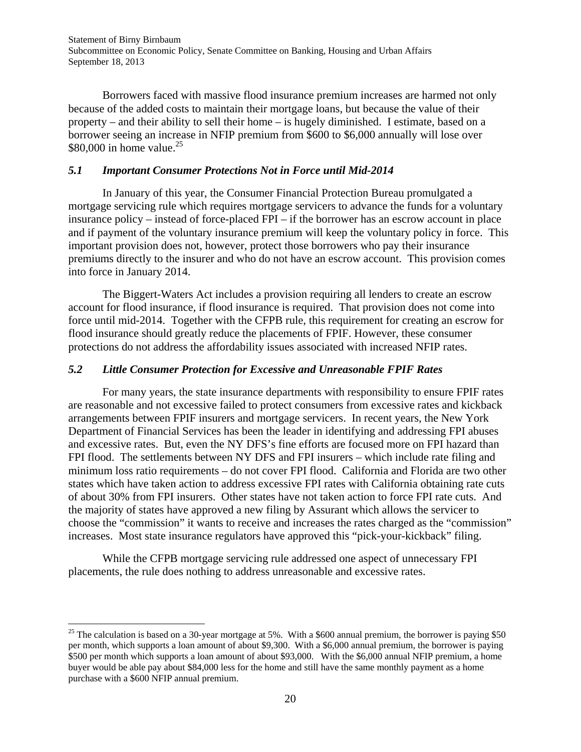Borrowers faced with massive flood insurance premium increases are harmed not only because of the added costs to maintain their mortgage loans, but because the value of their property – and their ability to sell their home – is hugely diminished. I estimate, based on a borrower seeing an increase in NFIP premium from $600 to $6,000 annually will lose over $80,000 in home value.[25]

### *5.1 Important Consumer Protections Not in Force until Mid-2014*

In January of this year, the Consumer Financial Protection Bureau promulgated a mortgage servicing rule which requires mortgage servicers to advance the funds for a voluntary insurance policy – instead of force-placed FPI – if the borrower has an escrow account in place and if payment of the voluntary insurance premium will keep the voluntary policy in force. This important provision does not, however, protect those borrowers who pay their insurance premiums directly to the insurer and who do not have an escrow account. This provision comes into force in January 2014.

The Biggert-Waters Act includes a provision requiring all lenders to create an escrow account for flood insurance, if flood insurance is required. That provision does not come into force until mid-2014. Together with the CFPB rule, this requirement for creating an escrow for flood insurance should greatly reduce the placements of FPIF. However, these consumer protections do not address the affordability issues associated with increased NFIP rates.

### *5.2 Little Consumer Protection for Excessive and Unreasonable FPIF Rates*

For many years, the state insurance departments with responsibility to ensure FPIF rates are reasonable and not excessive failed to protect consumers from excessive rates and kickback arrangements between FPIF insurers and mortgage servicers. In recent years, the New York Department of Financial Services has been the leader in identifying and addressing FPI abuses and excessive rates. But, even the NY DFS's fine efforts are focused more on FPI hazard than FPI flood. The settlements between NY DFS and FPI insurers – which include rate filing and minimum loss ratio requirements – do not cover FPI flood. California and Florida are two other states which have taken action to address excessive FPI rates with California obtaining rate cuts of about 30% from FPI insurers. Other states have not taken action to force FPI rate cuts. And the majority of states have approved a new filing by Assurant which allows the servicer to choose the "commission" it wants to receive and increases the rates charged as the "commission" increases. Most state insurance regulators have approved this "pick-your-kickback" filing.

While the CFPB mortgage servicing rule addressed one aspect of unnecessary FPI placements, the rule does nothing to address unreasonable and excessive rates.

---

[25] The calculation is based on a 30-year mortgage at 5%. With a $600 annual premium, the borrower is paying $50 per month, which supports a loan amount of about $9,300. With a $6,000 annual premium, the borrower is paying $500 per month which supports a loan amount of about $93,000. With the $6,000 annual NFIP premium, a home buyer would be able pay about $84,000 less for the home and still have the same monthly payment as a home purchase with a $600 NFIP annual premium.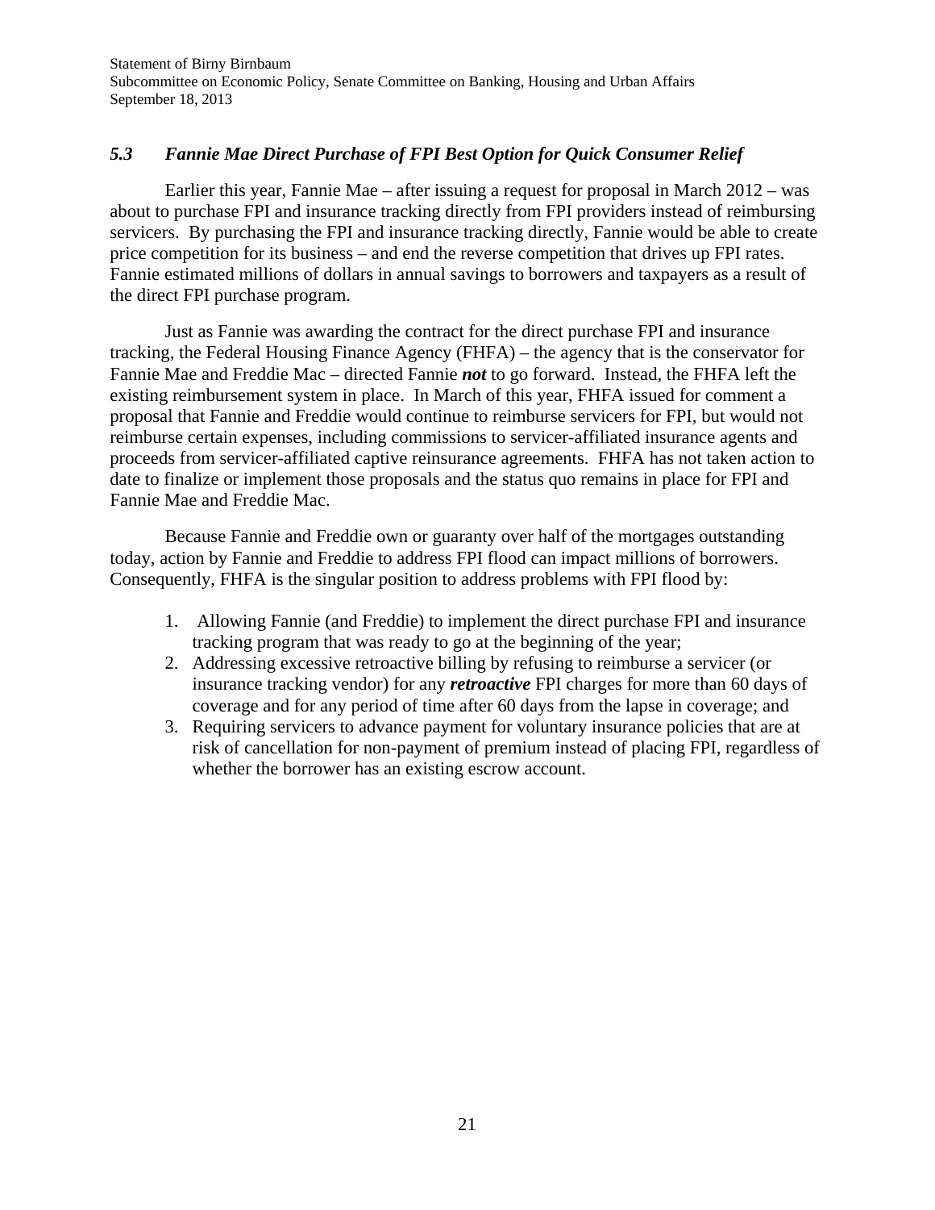### *5.3 Fannie Mae Direct Purchase of FPI Best Option for Quick Consumer Relief*

Earlier this year, Fannie Mae – after issuing a request for proposal in March 2012 – was about to purchase FPI and insurance tracking directly from FPI providers instead of reimbursing servicers. By purchasing the FPI and insurance tracking directly, Fannie would be able to create price competition for its business – and end the reverse competition that drives up FPI rates. Fannie estimated millions of dollars in annual savings to borrowers and taxpayers as a result of the direct FPI purchase program.

Just as Fannie was awarding the contract for the direct purchase FPI and insurance tracking, the Federal Housing Finance Agency (FHFA) – the agency that is the conservator for Fannie Mae and Freddie Mac – directed Fannie ***not*** to go forward. Instead, the FHFA left the existing reimbursement system in place. In March of this year, FHFA issued for comment a proposal that Fannie and Freddie would continue to reimburse servicers for FPI, but would not reimburse certain expenses, including commissions to servicer-affiliated insurance agents and proceeds from servicer-affiliated captive reinsurance agreements. FHFA has not taken action to date to finalize or implement those proposals and the status quo remains in place for FPI and Fannie Mae and Freddie Mac.

Because Fannie and Freddie own or guaranty over half of the mortgages outstanding today, action by Fannie and Freddie to address FPI flood can impact millions of borrowers. Consequently, FHFA is the singular position to address problems with FPI flood by:

1. Allowing Fannie (and Freddie) to implement the direct purchase FPI and insurance tracking program that was ready to go at the beginning of the year;
2. Addressing excessive retroactive billing by refusing to reimburse a servicer (or insurance tracking vendor) for any ***retroactive*** FPI charges for more than 60 days of coverage and for any period of time after 60 days from the lapse in coverage; and
3. Requiring servicers to advance payment for voluntary insurance policies that are at risk of cancellation for non-payment of premium instead of placing FPI, regardless of whether the borrower has an existing escrow account.